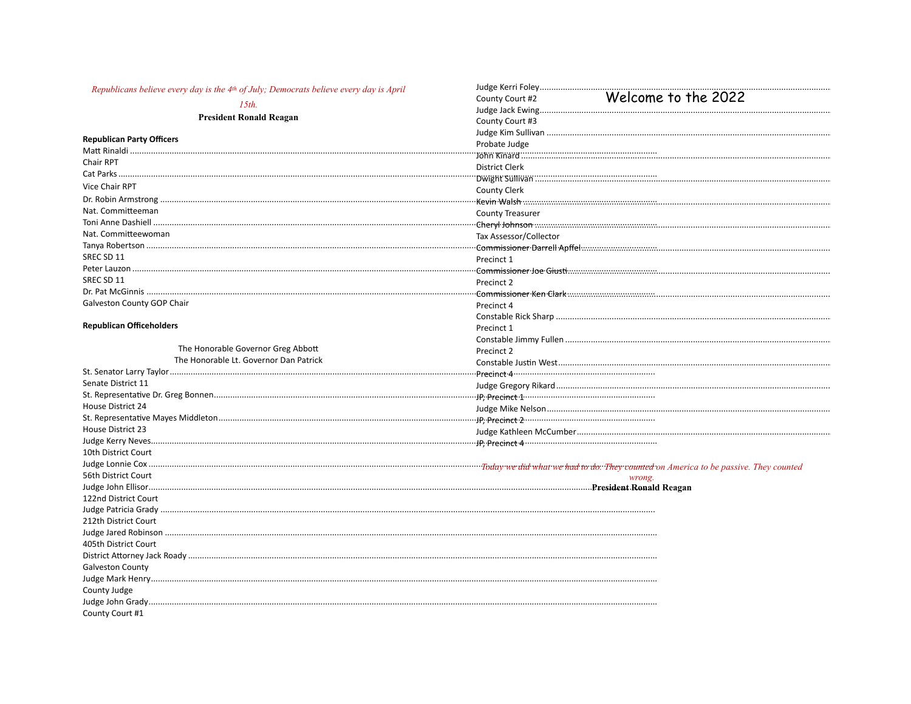*Republicans believe every day is the 4th of July; Democrats believe every day is April 15th.*

**President Ronald Reagan**

**Republican Party Officers**

Matt Rinaldi ............................................................
Chair RPT

Cat Parks ............................................................
Vice Chair RPT

Dr. Robin Armstrong ............................................................
Nat. Committeeman

Toni Anne Dashiell ............................................................
Nat. Committeewoman

Tanya Robertson ............................................................
SREC SD 11

Peter Lauzon ............................................................
SREC SD 11

Dr. Pat McGinnis ............................................................
Galveston County GOP Chair

**Republican Officeholders**

The Honorable Governor Greg Abbott

The Honorable Lt. Governor Dan Patrick

St. Senator Larry Taylor ............................................................
Senate District 11

St. Representative Dr. Greg Bonnen ............................................................
House District 24

St. Representative Mayes Middleton ............................................................
House District 23

Judge Kerry Neves ............................................................
10th District Court

Judge Lonnie Cox ............................................................
56th District Court

Judge John Ellisor ............................................................
122nd District Court

Judge Patricia Grady ............................................................
212th District Court

Judge Jared Robinson ............................................................
405th District Court

District Attorney Jack Roady ............................................................
Galveston County

Judge Mark Henry ............................................................
County Judge

Judge John Grady ............................................................
County Court #1

Judge Kerri Foley ............................................................
County Court #2

Judge Jack Ewing ............................................................
County Court #3

Judge Kim Sullivan ............................................................
Probate Judge

John Kinard ............................................................
District Clerk

Dwight Sullivan ............................................................
County Clerk

Kevin Walsh ............................................................
County Treasurer

Cheryl Johnson ............................................................
Tax Assessor/Collector

Commissioner Darrell Apffel ............................................................
Precinct 1

Commissioner Joe Giusti ............................................................
Precinct 2

Commissioner Ken Clark ............................................................
Precinct 4

Constable Rick Sharp ............................................................
Precinct 1

Constable Jimmy Fullen ............................................................
Precinct 2

Constable Justin West ............................................................
Precinct 4

Judge Gregory Rikard ............................................................
JP, Precinct 1

Judge Mike Nelson ............................................................
JP, Precinct 2

Judge Kathleen McCumber ............................................................
JP, Precinct 4

*Today we did what we had to do. They counted on America to be passive. They counted wrong.*

**President Ronald Reagan**

Welcome to the 2022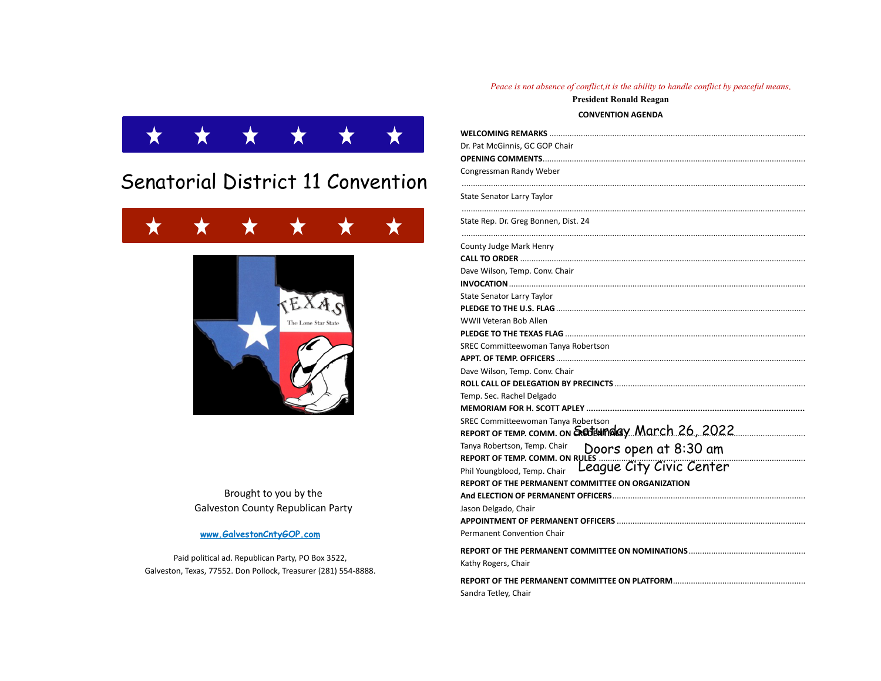# Senatorial District 11 Convention

Brought to you by the
Galveston County Republican Party

[www.GalvestonCntyGOP.com](http://www.GalvestonCntyGOP.com)

Paid political ad. Republican Party, PO Box 3522,
Galveston, Texas, 77552. Don Pollock, Treasurer (281) 554-8888.

*Peace is not absence of conflict,it is the ability to handle conflict by peaceful means.*

**President Ronald Reagan**

**CONVENTION AGENDA**

Saturday March 26, 2022
Doors open at 8:30 am
League City Civic Center

**WELCOMING REMARKS** ........................................................................................................
Dr. Pat McGinnis, GC GOP Chair

**OPENING COMMENTS**........................................................................................................
Congressman Randy Weber

........................................................................................................
State Senator Larry Taylor

........................................................................................................
State Rep. Dr. Greg Bonnen, Dist. 24

........................................................................................................
County Judge Mark Henry

**CALL TO ORDER** ........................................................................................................
Dave Wilson, Temp. Conv. Chair

**INVOCATION** ........................................................................................................
State Senator Larry Taylor

**PLEDGE TO THE U.S. FLAG** ........................................................................................................
WWII Veteran Bob Allen

**PLEDGE TO THE TEXAS FLAG** ........................................................................................................
SREC Committeewoman Tanya Robertson

**APPT. OF TEMP. OFFICERS** ........................................................................................................
Dave Wilson, Temp. Conv. Chair

**ROLL CALL OF DELEGATION BY PRECINCTS** ........................................................................................................
Temp. Sec. Rachel Delgado

**MEMORIAM FOR H. SCOTT APLEY** ........................................................................................................
SREC Committeewoman Tanya Robertson

**REPORT OF TEMP. COMM. ON CREDENTIALS** ........................................................................................................
Tanya Robertson, Temp. Chair

**REPORT OF TEMP. COMM. ON RULES** ........................................................................................................
Phil Youngblood, Temp. Chair

**REPORT OF THE PERMANENT COMMITTEE ON ORGANIZATION**
**And ELECTION OF PERMANENT OFFICERS**........................................................................................................
Jason Delgado, Chair

**APPOINTMENT OF PERMANENT OFFICERS** ........................................................................................................
Permanent Convention Chair

**REPORT OF THE PERMANENT COMMITTEE ON NOMINATIONS** ........................................................................................................
Kathy Rogers, Chair

**REPORT OF THE PERMANENT COMMITTEE ON PLATFORM**........................................................................................................
Sandra Tetley, Chair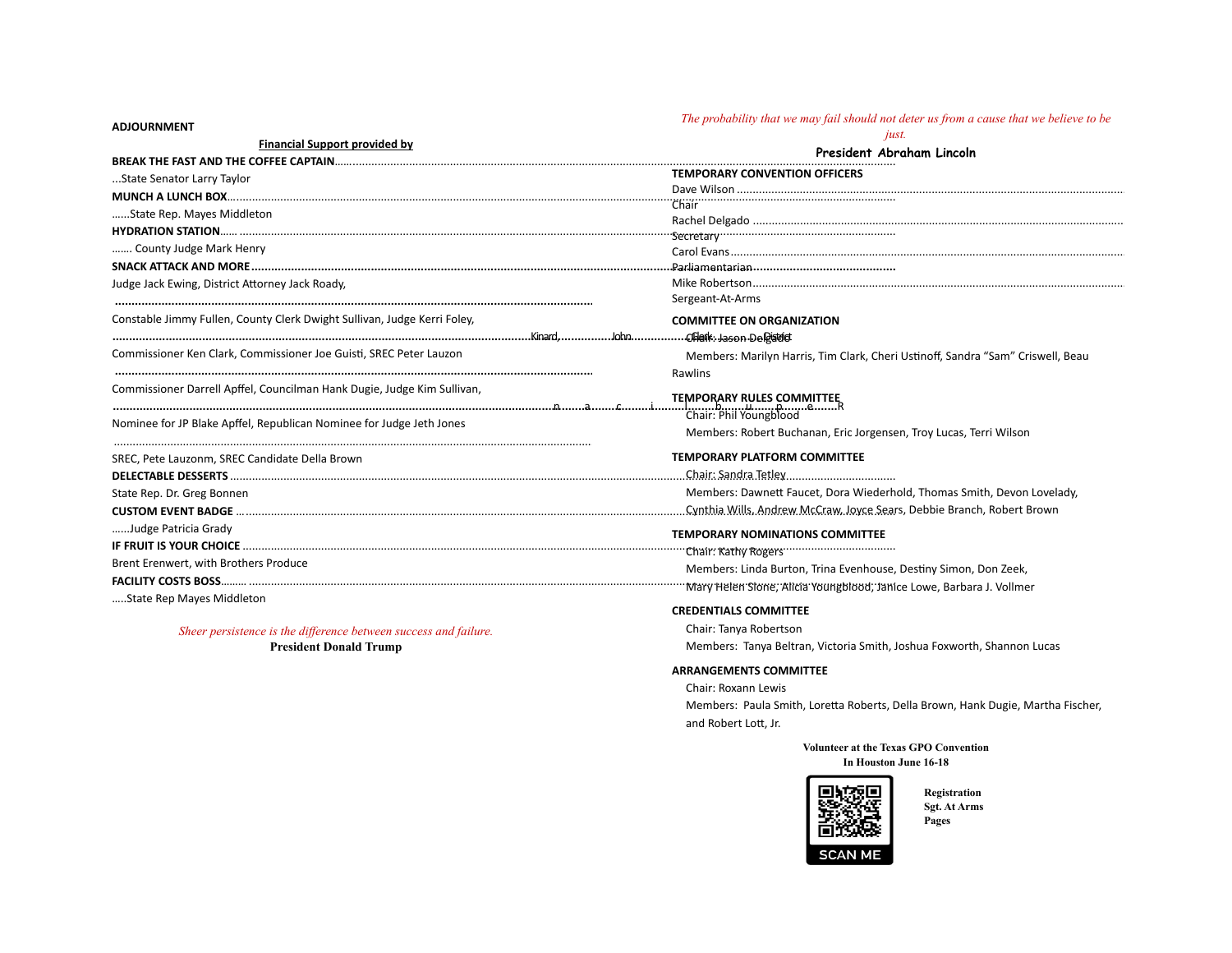**ADJOURNMENT**

**Financial Support provided by**

**BREAK THE FAST AND THE COFFEE CAPTAIN**

...State Senator Larry Taylor

**MUNCH A LUNCH BOX**

......State Rep. Mayes Middleton

**HYDRATION STATION**

....... County Judge Mark Henry

**SNACK ATTACK AND MORE**

Judge Jack Ewing, District Attorney Jack Roady,

Constable Jimmy Fullen, County Clerk Dwight Sullivan, Judge Kerri Foley,

Kinard, John, Clerk, District

Commissioner Ken Clark, Commissioner Joe Guisti, SREC Peter Lauzon

Commissioner Darrell Apffel, Councilman Hank Dugie, Judge Kim Sullivan,

n a c i l b u p e R

Nominee for JP Blake Apffel, Republican Nominee for Judge Jeth Jones

SREC, Pete Lauzonm, SREC Candidate Della Brown

**DELECTABLE DESSERTS**

State Rep. Dr. Greg Bonnen

**CUSTOM EVENT BADGE**

......Judge Patricia Grady

**IF FRUIT IS YOUR CHOICE**

Brent Erenwert, with Brothers Produce

**FACILITY COSTS BOSS**

.....State Rep Mayes Middleton

*Sheer persistence is the difference between success and failure.*

**President Donald Trump**

*The probability that we may fail should not deter us from a cause that we believe to be just.*

**President Abraham Lincoln**

**TEMPORARY CONVENTION OFFICERS**

Dave Wilson ........ Chair

Rachel Delgado ........ Secretary

Carol Evans ........ Parliamentarian

Mike Robertson ........ Sergeant-At-Arms

**COMMITTEE ON ORGANIZATION**

Chair: Jason Delgado

Members: Marilyn Harris, Tim Clark, Cheri Ustinoff, Sandra "Sam" Criswell, Beau Rawlins

**TEMPORARY RULES COMMITTEE**

Chair: Phil Youngblood

Members: Robert Buchanan, Eric Jorgensen, Troy Lucas, Terri Wilson

**TEMPORARY PLATFORM COMMITTEE**

Chair: Sandra Tetley

Members: Dawnett Faucet, Dora Wiederhold, Thomas Smith, Devon Lovelady, Cynthia Wills, Andrew McCraw, Joyce Sears, Debbie Branch, Robert Brown

**TEMPORARY NOMINATIONS COMMITTEE**

Chair: Kathy Rogers

Members: Linda Burton, Trina Evenhouse, Destiny Simon, Don Zeek, Mary Helen Stone, Alicia Youngblood, Janice Lowe, Barbara J. Vollmer

**CREDENTIALS COMMITTEE**

Chair: Tanya Robertson

Members: Tanya Beltran, Victoria Smith, Joshua Foxworth, Shannon Lucas

**ARRANGEMENTS COMMITTEE**

Chair: Roxann Lewis

Members: Paula Smith, Loretta Roberts, Della Brown, Hank Dugie, Martha Fischer, and Robert Lott, Jr.

**Volunteer at the Texas GPO Convention**
**In Houston June 16-18**

SCAN ME

**Registration**
**Sgt. At Arms**
**Pages**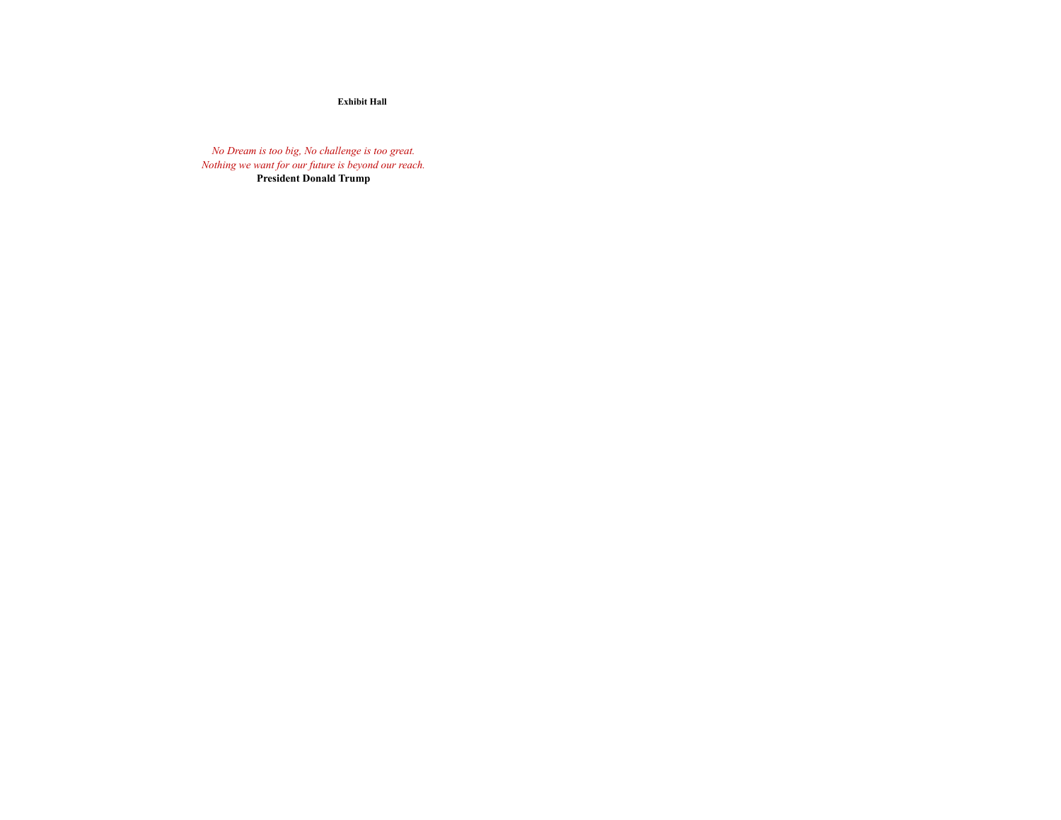**Exhibit Hall**

*No Dream is too big, No challenge is too great.*
*Nothing we want for our future is beyond our reach.*
**President Donald Trump**